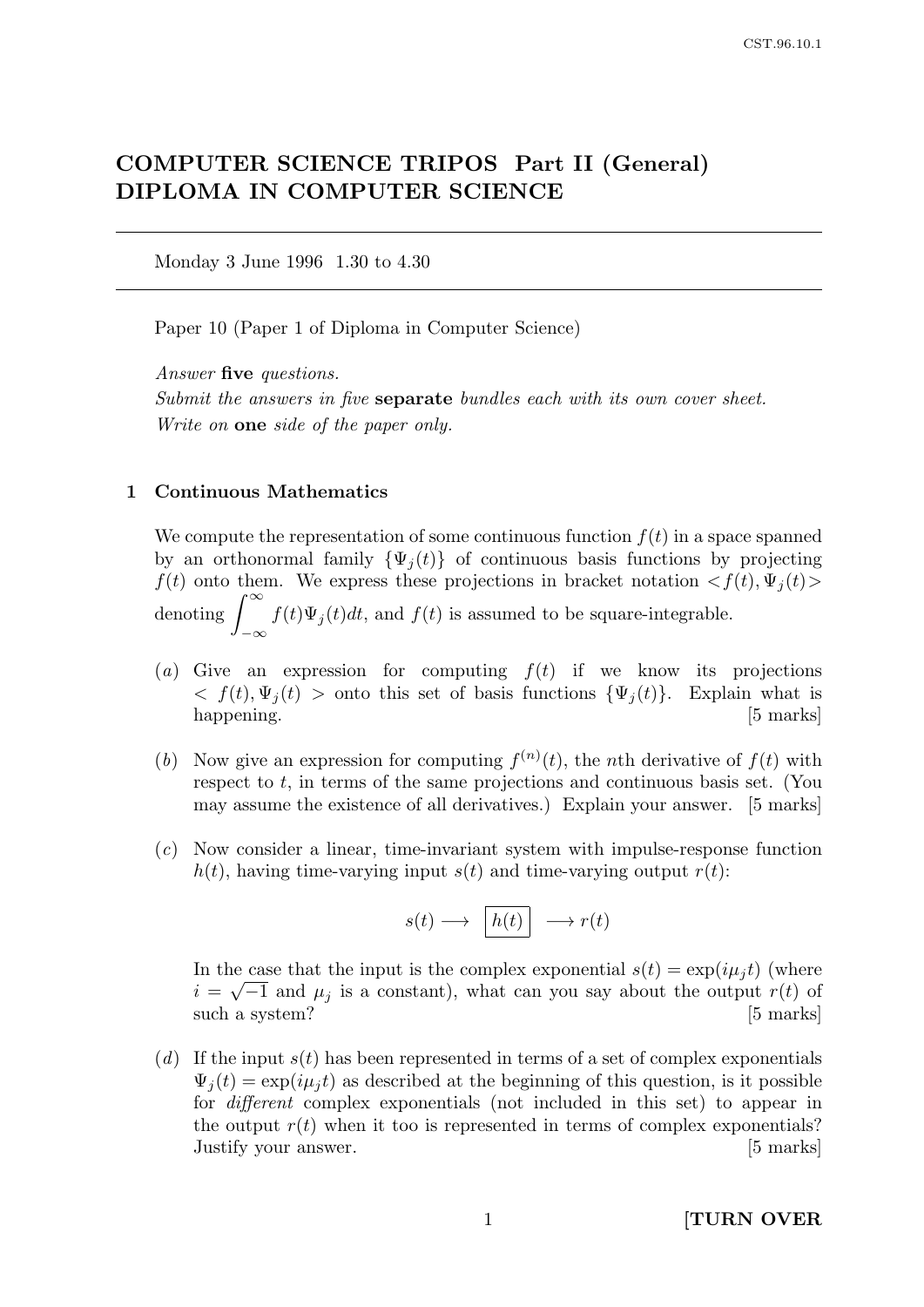# COMPUTER SCIENCE TRIPOS Part II (General)
# DIPLOMA IN COMPUTER SCIENCE

Monday 3 June 1996 1.30 to 4.30

Paper 10 (Paper 1 of Diploma in Computer Science)

*Answer* **five** *questions.*
*Submit the answers in five* **separate** *bundles each with its own cover sheet.*
*Write on* **one** *side of the paper only.*

## 1 Continuous Mathematics

We compute the representation of some continuous function $f(t)$ in a space spanned by an orthonormal family $\{\Psi_j(t)\}$ of continuous basis functions by projecting $f(t)$ onto them. We express these projections in bracket notation $<f(t), \Psi_j(t)>$ denoting $\int_{-\infty}^{\infty} f(t)\Psi_j(t)dt$, and $f(t)$ is assumed to be square-integrable.

(*a*) Give an expression for computing $f(t)$ if we know its projections $< f(t), \Psi_j(t) >$ onto this set of basis functions $\{\Psi_j(t)\}$. Explain what is happening. [5 marks]

(*b*) Now give an expression for computing $f^{(n)}(t)$, the $n$th derivative of $f(t)$ with respect to $t$, in terms of the same projections and continuous basis set. (You may assume the existence of all derivatives.) Explain your answer. [5 marks]

(*c*) Now consider a linear, time-invariant system with impulse-response function $h(t)$, having time-varying input $s(t)$ and time-varying output $r(t)$:

$$s(t) \longrightarrow \boxed{h(t)} \longrightarrow r(t)$$

In the case that the input is the complex exponential $s(t) = \exp(i\mu_j t)$ (where $i = \sqrt{-1}$ and $\mu_j$ is a constant), what can you say about the output $r(t)$ of such a system? [5 marks]

(*d*) If the input $s(t)$ has been represented in terms of a set of complex exponentials $\Psi_j(t) = \exp(i\mu_j t)$ as described at the beginning of this question, is it possible for *different* complex exponentials (not included in this set) to appear in the output $r(t)$ when it too is represented in terms of complex exponentials? Justify your answer. [5 marks]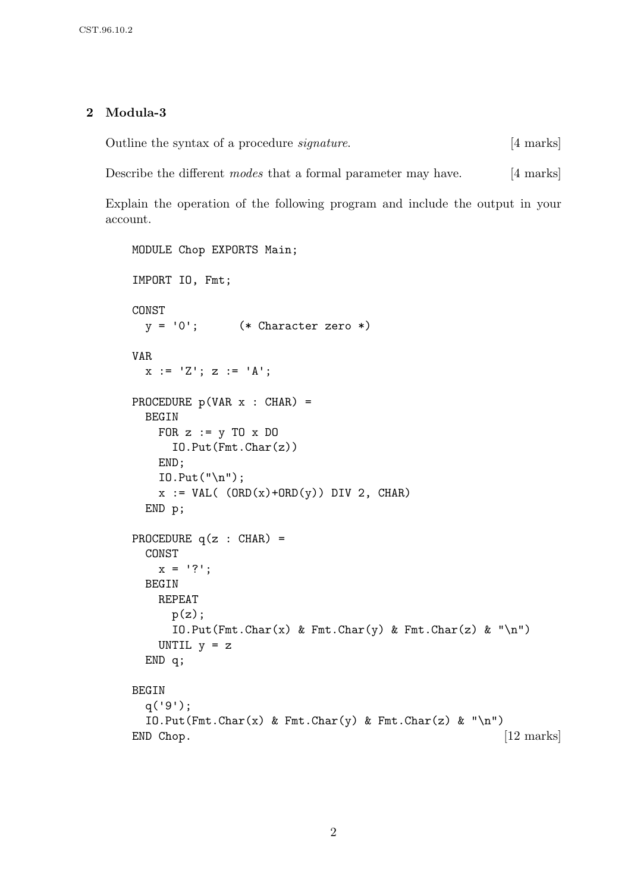## 2 Modula-3

Outline the syntax of a procedure *signature*. [4 marks]

Describe the different *modes* that a formal parameter may have. [4 marks]

Explain the operation of the following program and include the output in your account.

```
MODULE Chop EXPORTS Main;

IMPORT IO, Fmt;

CONST
  y = '0';      (* Character zero *)

VAR
  x := 'Z'; z := 'A';

PROCEDURE p(VAR x : CHAR) =
  BEGIN
    FOR z := y TO x DO
      IO.Put(Fmt.Char(z))
    END;
    IO.Put("\n");
    x := VAL( (ORD(x)+ORD(y)) DIV 2, CHAR)
  END p;

PROCEDURE q(z : CHAR) =
  CONST
    x = '?';
  BEGIN
    REPEAT
      p(z);
      IO.Put(Fmt.Char(x) & Fmt.Char(y) & Fmt.Char(z) & "\n")
    UNTIL y = z
  END q;

BEGIN
  q('9');
  IO.Put(Fmt.Char(x) & Fmt.Char(y) & Fmt.Char(z) & "\n")
END Chop.
```

[12 marks]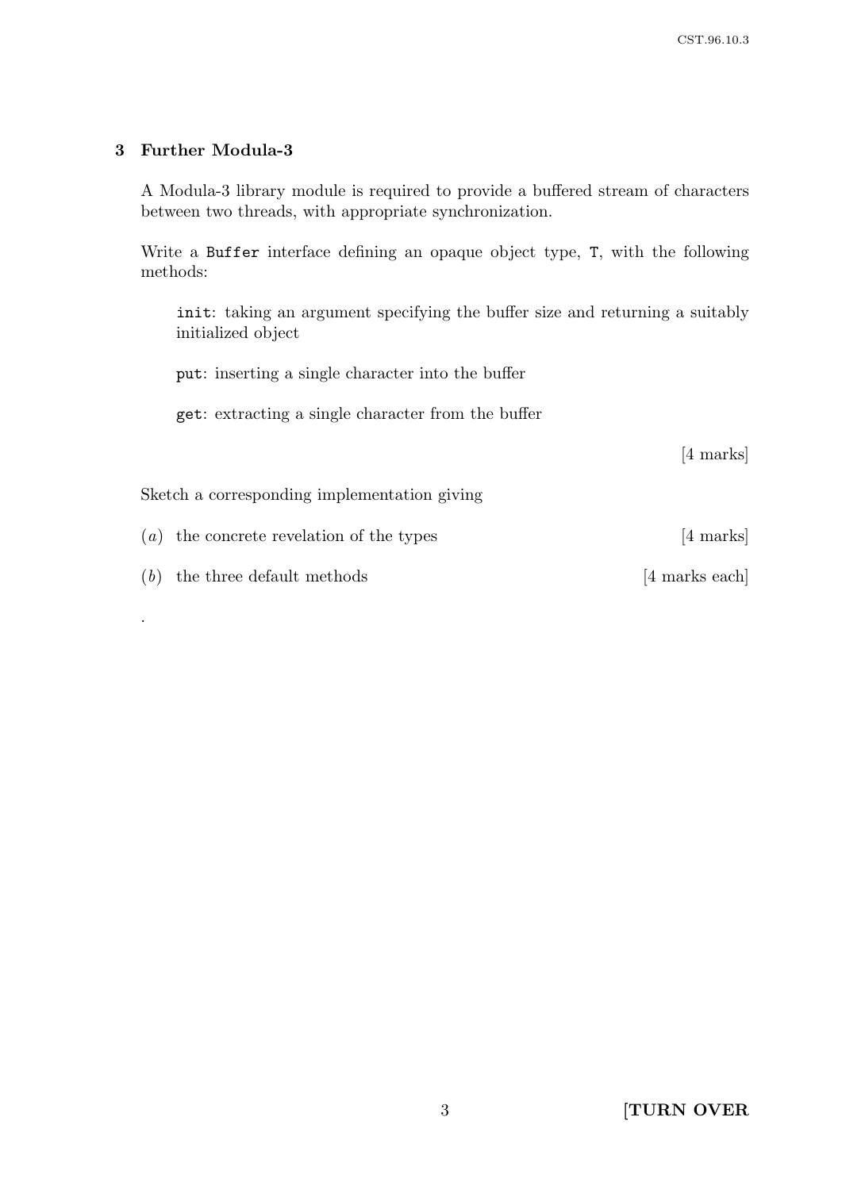## 3 Further Modula-3

A Modula-3 library module is required to provide a buffered stream of characters between two threads, with appropriate synchronization.

Write a `Buffer` interface defining an opaque object type, `T`, with the following methods:

> `init`: taking an argument specifying the buffer size and returning a suitably initialized object
>
> `put`: inserting a single character into the buffer
>
> `get`: extracting a single character from the buffer

[4 marks]

Sketch a corresponding implementation giving

(*a*) the concrete revelation of the types [4 marks]

(*b*) the three default methods [4 marks each]

.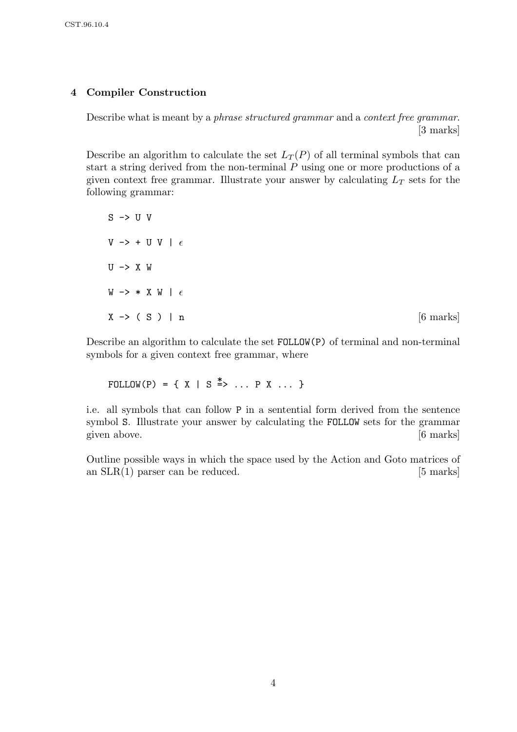## 4 Compiler Construction

Describe what is meant by a *phrase structured grammar* and a *context free grammar*. [3 marks]

Describe an algorithm to calculate the set $L_T(P)$ of all terminal symbols that can start a string derived from the non-terminal $P$ using one or more productions of a given context free grammar. Illustrate your answer by calculating $L_T$ sets for the following grammar:

```
S -> U V

V -> + U V | ε

U -> X W

W -> * X W | ε

X -> ( S ) | n
```

[6 marks]

Describe an algorithm to calculate the set FOLLOW(P) of terminal and non-terminal symbols for a given context free grammar, where

$$\texttt{FOLLOW(P)} = \{\ X \mid S \overset{*}{\Rightarrow} \ldots P\ X \ldots \}$$

i.e. all symbols that can follow P in a sentential form derived from the sentence symbol S. Illustrate your answer by calculating the FOLLOW sets for the grammar given above. [6 marks]

Outline possible ways in which the space used by the Action and Goto matrices of an SLR(1) parser can be reduced. [5 marks]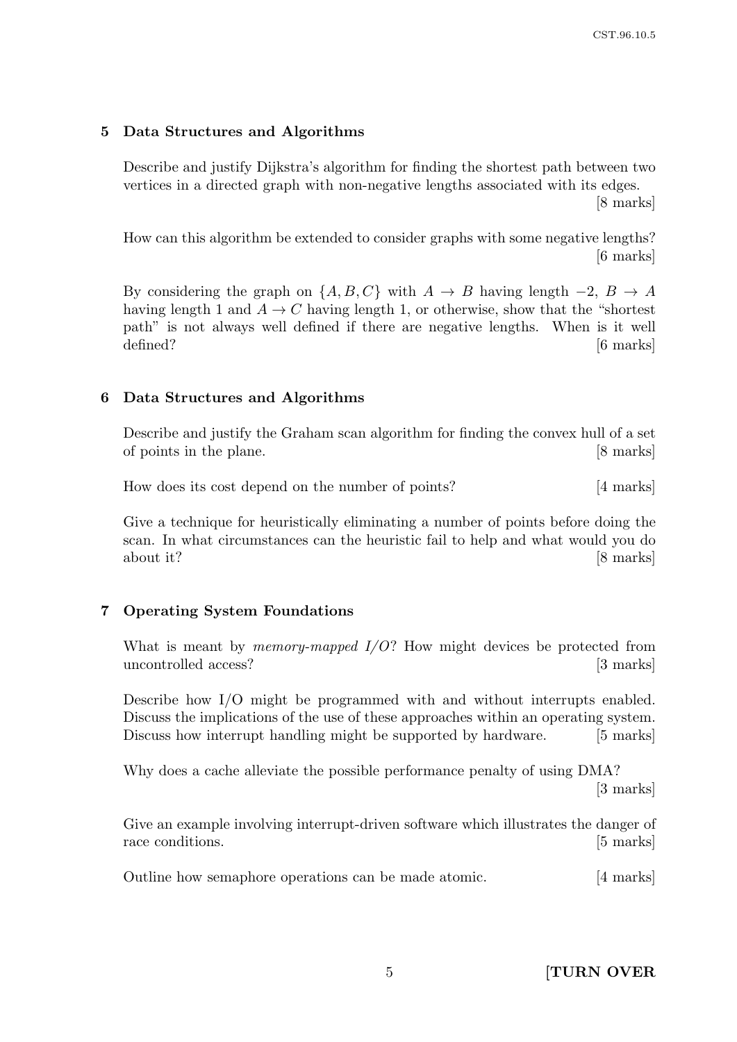## 5 Data Structures and Algorithms

Describe and justify Dijkstra's algorithm for finding the shortest path between two vertices in a directed graph with non-negative lengths associated with its edges. [8 marks]

How can this algorithm be extended to consider graphs with some negative lengths? [6 marks]

By considering the graph on $\{A, B, C\}$ with $A \to B$ having length $-2$, $B \to A$ having length 1 and $A \to C$ having length 1, or otherwise, show that the "shortest path" is not always well defined if there are negative lengths. When is it well defined? [6 marks]

## 6 Data Structures and Algorithms

Describe and justify the Graham scan algorithm for finding the convex hull of a set of points in the plane. [8 marks]

How does its cost depend on the number of points? [4 marks]

Give a technique for heuristically eliminating a number of points before doing the scan. In what circumstances can the heuristic fail to help and what would you do about it? [8 marks]

## 7 Operating System Foundations

What is meant by *memory-mapped I/O*? How might devices be protected from uncontrolled access? [3 marks]

Describe how I/O might be programmed with and without interrupts enabled. Discuss the implications of the use of these approaches within an operating system. Discuss how interrupt handling might be supported by hardware. [5 marks]

Why does a cache alleviate the possible performance penalty of using DMA? [3 marks]

Give an example involving interrupt-driven software which illustrates the danger of race conditions. [5 marks]

Outline how semaphore operations can be made atomic. [4 marks]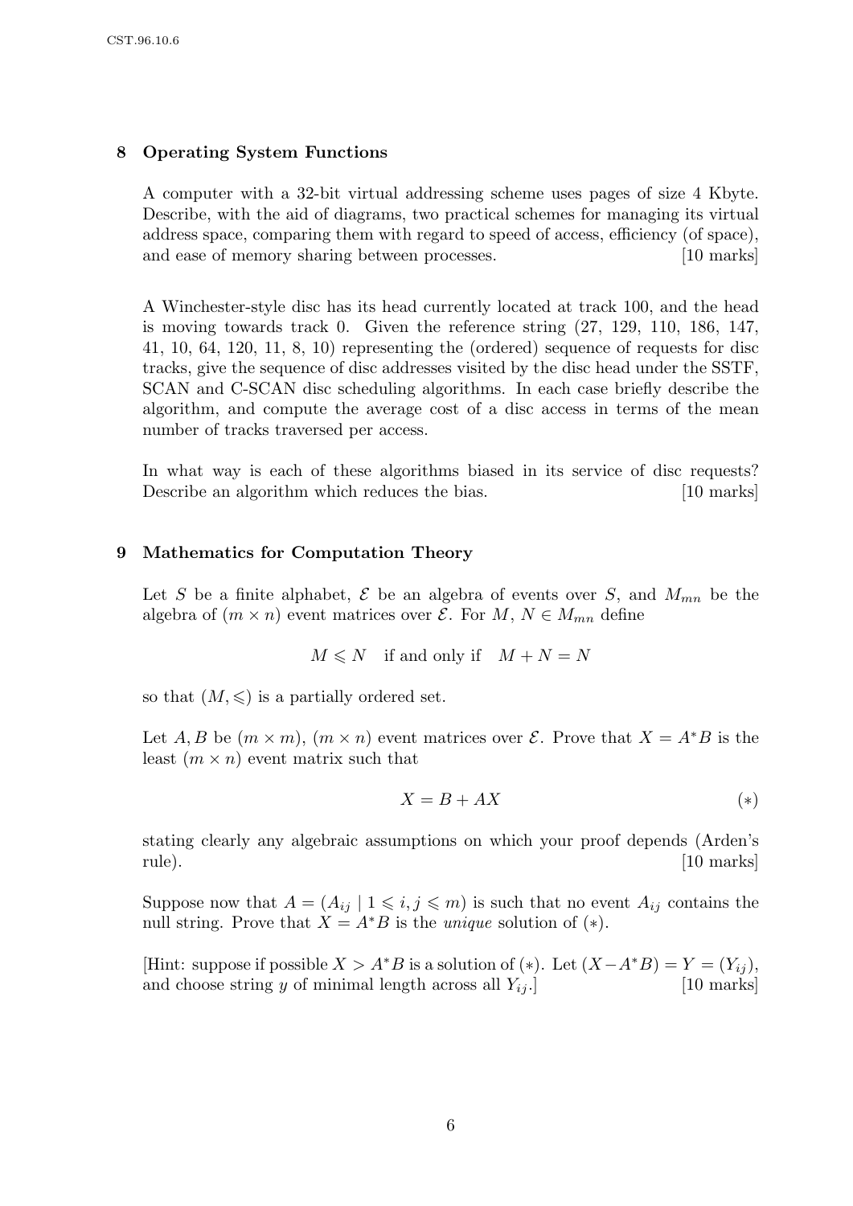## 8 Operating System Functions

A computer with a 32-bit virtual addressing scheme uses pages of size 4 Kbyte. Describe, with the aid of diagrams, two practical schemes for managing its virtual address space, comparing them with regard to speed of access, efficiency (of space), and ease of memory sharing between processes. [10 marks]

A Winchester-style disc has its head currently located at track 100, and the head is moving towards track 0. Given the reference string (27, 129, 110, 186, 147, 41, 10, 64, 120, 11, 8, 10) representing the (ordered) sequence of requests for disc tracks, give the sequence of disc addresses visited by the disc head under the SSTF, SCAN and C-SCAN disc scheduling algorithms. In each case briefly describe the algorithm, and compute the average cost of a disc access in terms of the mean number of tracks traversed per access.

In what way is each of these algorithms biased in its service of disc requests? Describe an algorithm which reduces the bias. [10 marks]

## 9 Mathematics for Computation Theory

Let $S$ be a finite alphabet, $\mathcal{E}$ be an algebra of events over $S$, and $M_{mn}$ be the algebra of $(m \times n)$ event matrices over $\mathcal{E}$. For $M, N \in M_{mn}$ define

$$M \leqslant N \quad \text{if and only if} \quad M + N = N$$

so that $(M, \leqslant)$ is a partially ordered set.

Let $A, B$ be $(m \times m)$, $(m \times n)$ event matrices over $\mathcal{E}$. Prove that $X = A^*B$ is the least $(m \times n)$ event matrix such that

$$X = B + AX \qquad (*)$$

stating clearly any algebraic assumptions on which your proof depends (Arden's rule). [10 marks]

Suppose now that $A = (A_{ij} \mid 1 \leqslant i, j \leqslant m)$ is such that no event $A_{ij}$ contains the null string. Prove that $X = A^*B$ is the *unique* solution of $(*)$.

[Hint: suppose if possible $X > A^*B$ is a solution of $(*)$. Let $(X - A^*B) = Y = (Y_{ij})$, and choose string $y$ of minimal length across all $Y_{ij}$.] [10 marks]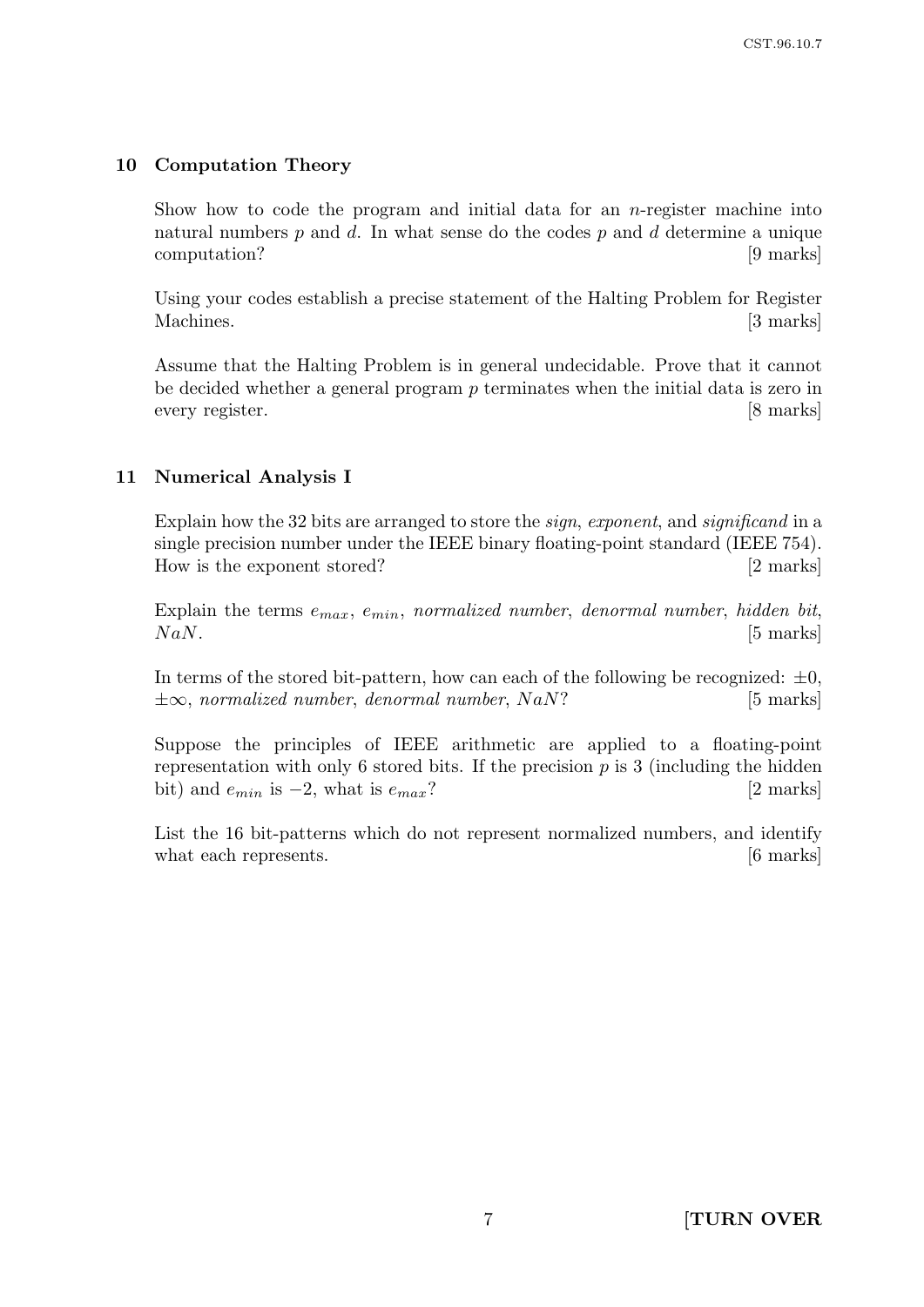## 10 Computation Theory

Show how to code the program and initial data for an $n$-register machine into natural numbers $p$ and $d$. In what sense do the codes $p$ and $d$ determine a unique computation? [9 marks]

Using your codes establish a precise statement of the Halting Problem for Register Machines. [3 marks]

Assume that the Halting Problem is in general undecidable. Prove that it cannot be decided whether a general program $p$ terminates when the initial data is zero in every register. [8 marks]

## 11 Numerical Analysis I

Explain how the 32 bits are arranged to store the *sign*, *exponent*, and *significand* in a single precision number under the IEEE binary floating-point standard (IEEE 754). How is the exponent stored? [2 marks]

Explain the terms $e_{max}$, $e_{min}$, *normalized number*, *denormal number*, *hidden bit*, *NaN*. [5 marks]

In terms of the stored bit-pattern, how can each of the following be recognized: $\pm 0$, $\pm\infty$, *normalized number*, *denormal number*, *NaN*? [5 marks]

Suppose the principles of IEEE arithmetic are applied to a floating-point representation with only 6 stored bits. If the precision $p$ is 3 (including the hidden bit) and $e_{min}$ is $-2$, what is $e_{max}$? [2 marks]

List the 16 bit-patterns which do not represent normalized numbers, and identify what each represents. [6 marks]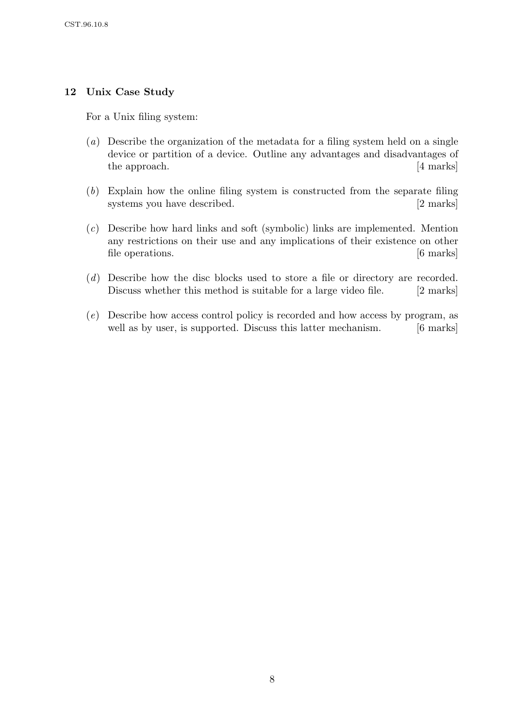## 12 Unix Case Study

For a Unix filing system:

(*a*) Describe the organization of the metadata for a filing system held on a single device or partition of a device. Outline any advantages and disadvantages of the approach. [4 marks]

(*b*) Explain how the online filing system is constructed from the separate filing systems you have described. [2 marks]

(*c*) Describe how hard links and soft (symbolic) links are implemented. Mention any restrictions on their use and any implications of their existence on other file operations. [6 marks]

(*d*) Describe how the disc blocks used to store a file or directory are recorded. Discuss whether this method is suitable for a large video file. [2 marks]

(*e*) Describe how access control policy is recorded and how access by program, as well as by user, is supported. Discuss this latter mechanism. [6 marks]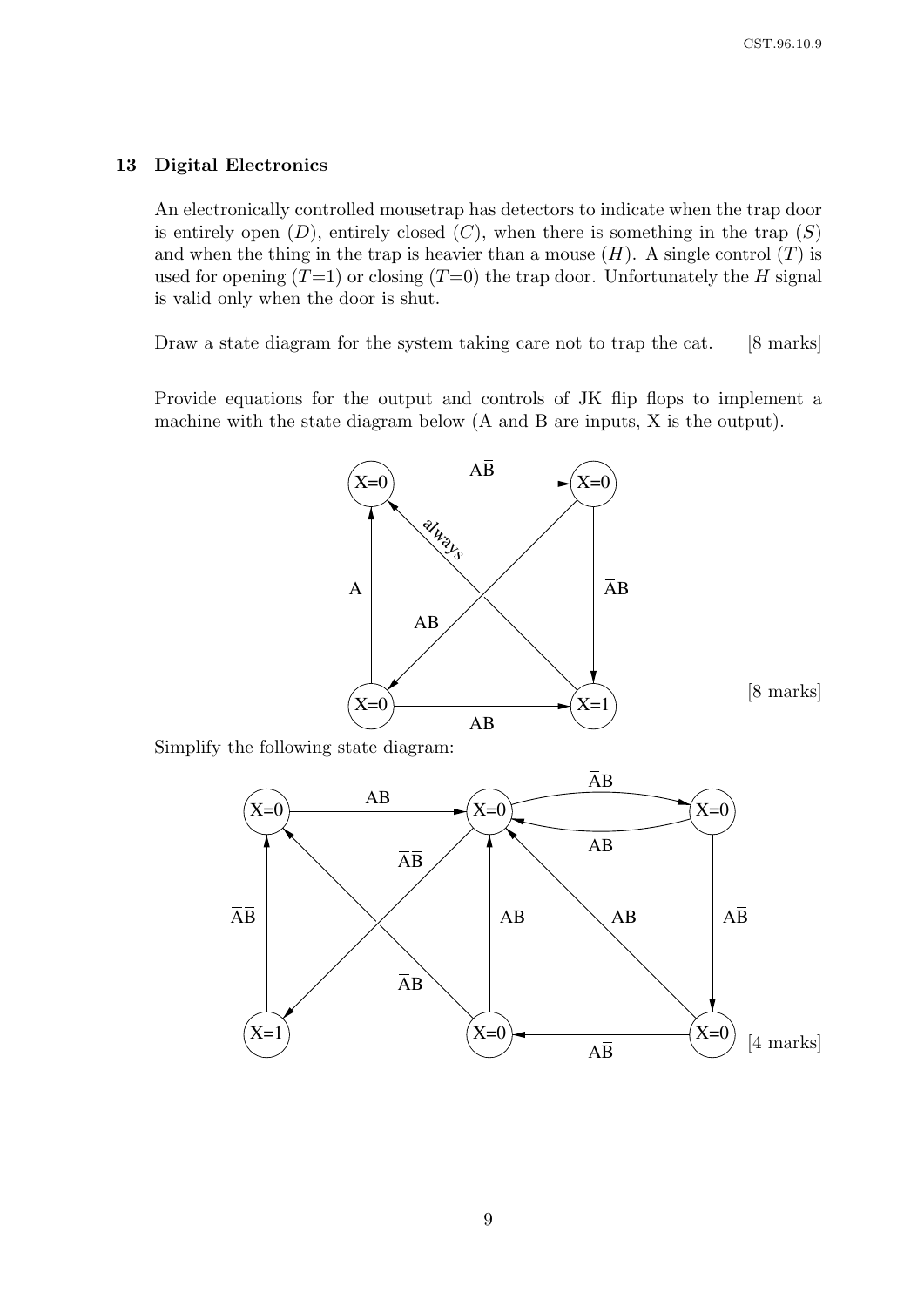## 13 Digital Electronics

An electronically controlled mousetrap has detectors to indicate when the trap door is entirely open ($D$), entirely closed ($C$), when there is something in the trap ($S$) and when the thing in the trap is heavier than a mouse ($H$). A single control ($T$) is used for opening ($T$=1) or closing ($T$=0) the trap door. Unfortunately the $H$ signal is valid only when the door is shut.

Draw a state diagram for the system taking care not to trap the cat. [8 marks]

Provide equations for the output and controls of JK flip flops to implement a machine with the state diagram below (A and B are inputs, X is the output).

X=0
X=0
X=0
X=1
$A\overline{B}$
always
A
$\overline{A}B$
AB
$\overline{A}\overline{B}$

[8 marks]

Simplify the following state diagram:

X=0
X=0
X=0
X=1
X=0
X=0
AB
$\overline{A}B$
AB
$\overline{A}\overline{B}$
$\overline{A}\overline{B}$
AB
AB
$A\overline{B}$
$\overline{A}B$
$A\overline{B}$

[4 marks]